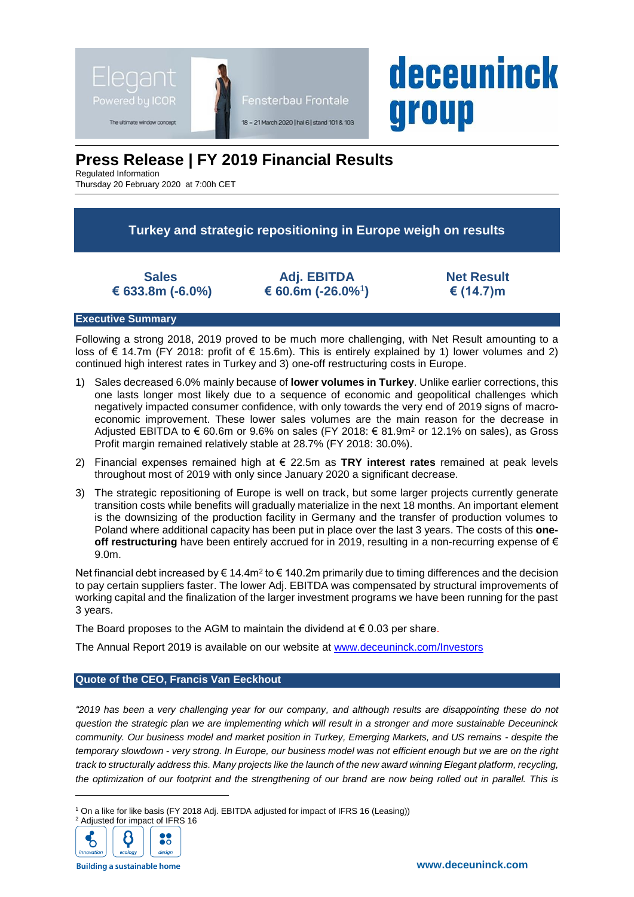# Press Release | FY 2019 Financial Results

Regulated Information
Thursday 20 February 2020 at 7:00h CET

## Turkey and strategic repositioning in Europe weigh on results

| Sales | Adj. EBITDA | Net Result |
|---|---|---|
| € 633.8m (-6.0%) | € 60.6m (-26.0%[1]) | € (14.7)m |

## Executive Summary

Following a strong 2018, 2019 proved to be much more challenging, with Net Result amounting to a loss of € 14.7m (FY 2018: profit of € 15.6m). This is entirely explained by 1) lower volumes and 2) continued high interest rates in Turkey and 3) one-off restructuring costs in Europe.

1) Sales decreased 6.0% mainly because of **lower volumes in Turkey**. Unlike earlier corrections, this one lasts longer most likely due to a sequence of economic and geopolitical challenges which negatively impacted consumer confidence, with only towards the very end of 2019 signs of macro-economic improvement. These lower sales volumes are the main reason for the decrease in Adjusted EBITDA to € 60.6m or 9.6% on sales (FY 2018: € 81.9m[2] or 12.1% on sales), as Gross Profit margin remained relatively stable at 28.7% (FY 2018: 30.0%).
2) Financial expenses remained high at € 22.5m as **TRY interest rates** remained at peak levels throughout most of 2019 with only since January 2020 a significant decrease.
3) The strategic repositioning of Europe is well on track, but some larger projects currently generate transition costs while benefits will gradually materialize in the next 18 months. An important element is the downsizing of the production facility in Germany and the transfer of production volumes to Poland where additional capacity has been put in place over the last 3 years. The costs of this **one-off restructuring** have been entirely accrued for in 2019, resulting in a non-recurring expense of € 9.0m.

Net financial debt increased by € 14.4m[2] to € 140.2m primarily due to timing differences and the decision to pay certain suppliers faster. The lower Adj. EBITDA was compensated by structural improvements of working capital and the finalization of the larger investment programs we have been running for the past 3 years.

The Board proposes to the AGM to maintain the dividend at € 0.03 per share.

The Annual Report 2019 is available on our website at www.deceuninck.com/Investors

## Quote of the CEO, Francis Van Eeckhout

*"2019 has been a very challenging year for our company, and although results are disappointing these do not question the strategic plan we are implementing which will result in a stronger and more sustainable Deceuninck community. Our business model and market position in Turkey, Emerging Markets, and US remains - despite the temporary slowdown - very strong. In Europe, our business model was not efficient enough but we are on the right track to structurally address this. Many projects like the launch of the new award winning Elegant platform, recycling, the optimization of our footprint and the strengthening of our brand are now being rolled out in parallel. This is*

[1] On a like for like basis (FY 2018 Adj. EBITDA adjusted for impact of IFRS 16 (Leasing))
[2] Adjusted for impact of IFRS 16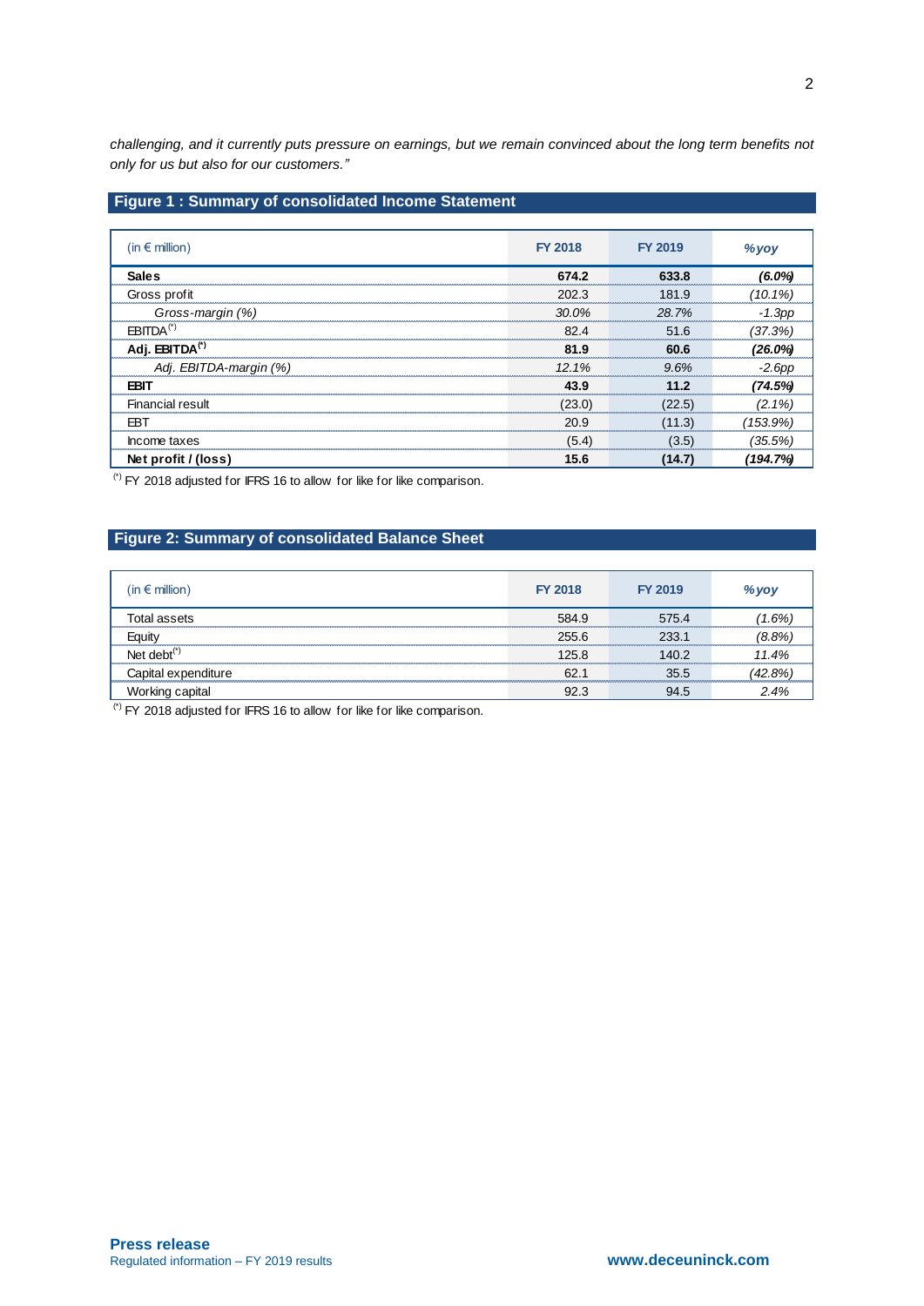*challenging, and it currently puts pressure on earnings, but we remain convinced about the long term benefits not only for us but also for our customers."*

## Figure 1 : Summary of consolidated Income Statement

| (in € million) | FY 2018 | FY 2019 | %yoy |
|---|---|---|---|
| **Sales** | **674.2** | **633.8** | ***(6.0%)*** |
| Gross profit | 202.3 | 181.9 | *(10.1%)* |
| *Gross-margin (%)* | *30.0%* | *28.7%* | *-1.3pp* |
| EBITDA(*) | 82.4 | 51.6 | *(37.3%)* |
| **Adj. EBITDA(*)** | **81.9** | **60.6** | ***(26.0%)*** |
| *Adj. EBITDA-margin (%)* | *12.1%* | *9.6%* | *-2.6pp* |
| **EBIT** | **43.9** | **11.2** | ***(74.5%)*** |
| Financial result | (23.0) | (22.5) | *(2.1%)* |
| EBT | 20.9 | (11.3) | *(153.9%)* |
| Income taxes | (5.4) | (3.5) | *(35.5%)* |
| **Net profit / (loss)** | **15.6** | **(14.7)** | ***(194.7%)*** |

(*) FY 2018 adjusted for IFRS 16 to allow for like for like comparison.

## Figure 2: Summary of consolidated Balance Sheet

| (in € million) | FY 2018 | FY 2019 | %yoy |
|---|---|---|---|
| Total assets | 584.9 | 575.4 | *(1.6%)* |
| Equity | 255.6 | 233.1 | *(8.8%)* |
| Net debt(*) | 125.8 | 140.2 | *11.4%* |
| Capital expenditure | 62.1 | 35.5 | *(42.8%)* |
| Working capital | 92.3 | 94.5 | *2.4%* |

(*) FY 2018 adjusted for IFRS 16 to allow for like for like comparison.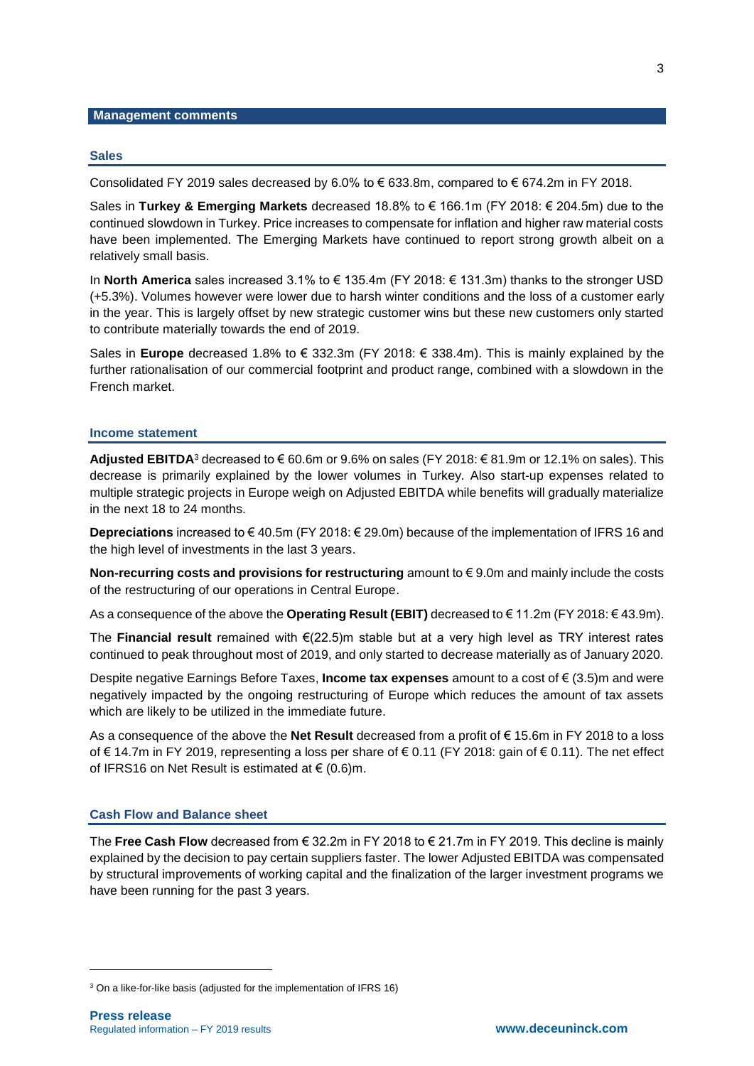## Management comments

### Sales

Consolidated FY 2019 sales decreased by 6.0% to € 633.8m, compared to € 674.2m in FY 2018.

Sales in **Turkey & Emerging Markets** decreased 18.8% to € 166.1m (FY 2018: € 204.5m) due to the continued slowdown in Turkey. Price increases to compensate for inflation and higher raw material costs have been implemented. The Emerging Markets have continued to report strong growth albeit on a relatively small basis.

In **North America** sales increased 3.1% to € 135.4m (FY 2018: € 131.3m) thanks to the stronger USD (+5.3%). Volumes however were lower due to harsh winter conditions and the loss of a customer early in the year. This is largely offset by new strategic customer wins but these new customers only started to contribute materially towards the end of 2019.

Sales in **Europe** decreased 1.8% to € 332.3m (FY 2018: € 338.4m). This is mainly explained by the further rationalisation of our commercial footprint and product range, combined with a slowdown in the French market.

### Income statement

**Adjusted EBITDA**[3] decreased to € 60.6m or 9.6% on sales (FY 2018: € 81.9m or 12.1% on sales). This decrease is primarily explained by the lower volumes in Turkey. Also start-up expenses related to multiple strategic projects in Europe weigh on Adjusted EBITDA while benefits will gradually materialize in the next 18 to 24 months.

**Depreciations** increased to € 40.5m (FY 2018: € 29.0m) because of the implementation of IFRS 16 and the high level of investments in the last 3 years.

**Non-recurring costs and provisions for restructuring** amount to € 9.0m and mainly include the costs of the restructuring of our operations in Central Europe.

As a consequence of the above the **Operating Result (EBIT)** decreased to € 11.2m (FY 2018: € 43.9m).

The **Financial result** remained with €(22.5)m stable but at a very high level as TRY interest rates continued to peak throughout most of 2019, and only started to decrease materially as of January 2020.

Despite negative Earnings Before Taxes, **Income tax expenses** amount to a cost of € (3.5)m and were negatively impacted by the ongoing restructuring of Europe which reduces the amount of tax assets which are likely to be utilized in the immediate future.

As a consequence of the above the **Net Result** decreased from a profit of € 15.6m in FY 2018 to a loss of € 14.7m in FY 2019, representing a loss per share of € 0.11 (FY 2018: gain of € 0.11). The net effect of IFRS16 on Net Result is estimated at € (0.6)m.

### Cash Flow and Balance sheet

The **Free Cash Flow** decreased from € 32.2m in FY 2018 to € 21.7m in FY 2019. This decline is mainly explained by the decision to pay certain suppliers faster. The lower Adjusted EBITDA was compensated by structural improvements of working capital and the finalization of the larger investment programs we have been running for the past 3 years.

---

[3] On a like-for-like basis (adjusted for the implementation of IFRS 16)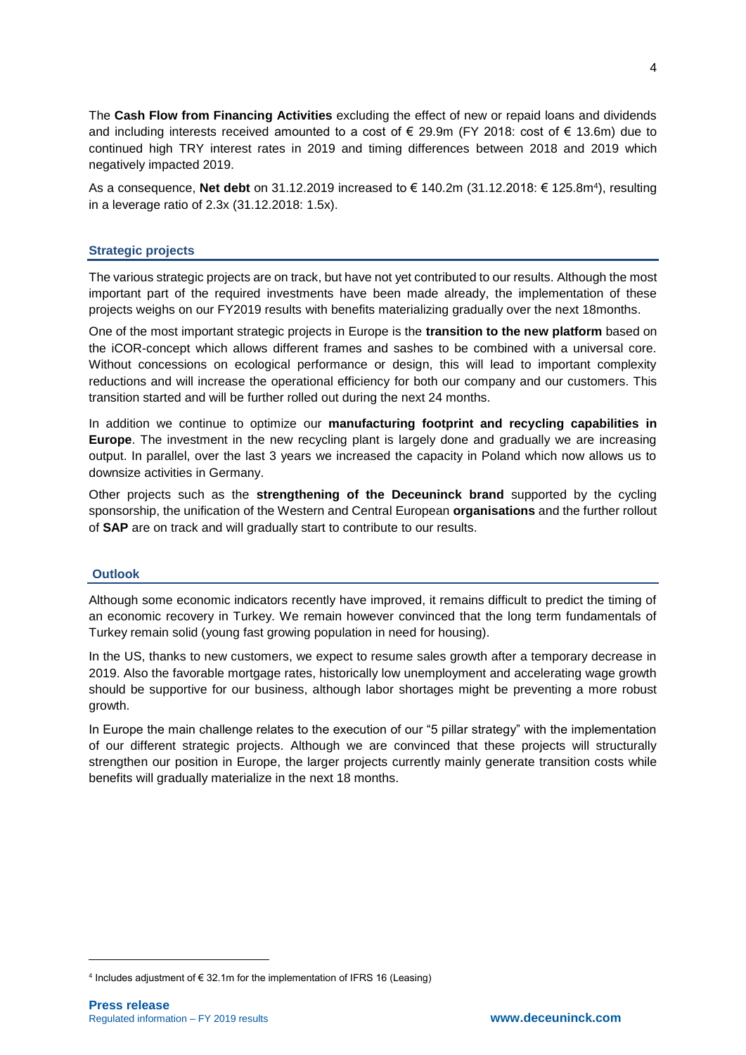The **Cash Flow from Financing Activities** excluding the effect of new or repaid loans and dividends and including interests received amounted to a cost of € 29.9m (FY 2018: cost of € 13.6m) due to continued high TRY interest rates in 2019 and timing differences between 2018 and 2019 which negatively impacted 2019.

As a consequence, **Net debt** on 31.12.2019 increased to € 140.2m (31.12.2018: € 125.8m[4]), resulting in a leverage ratio of 2.3x (31.12.2018: 1.5x).

## Strategic projects

The various strategic projects are on track, but have not yet contributed to our results. Although the most important part of the required investments have been made already, the implementation of these projects weighs on our FY2019 results with benefits materializing gradually over the next 18months.

One of the most important strategic projects in Europe is the **transition to the new platform** based on the iCOR-concept which allows different frames and sashes to be combined with a universal core. Without concessions on ecological performance or design, this will lead to important complexity reductions and will increase the operational efficiency for both our company and our customers. This transition started and will be further rolled out during the next 24 months.

In addition we continue to optimize our **manufacturing footprint and recycling capabilities in Europe**. The investment in the new recycling plant is largely done and gradually we are increasing output. In parallel, over the last 3 years we increased the capacity in Poland which now allows us to downsize activities in Germany.

Other projects such as the **strengthening of the Deceuninck brand** supported by the cycling sponsorship, the unification of the Western and Central European **organisations** and the further rollout of **SAP** are on track and will gradually start to contribute to our results.

## Outlook

Although some economic indicators recently have improved, it remains difficult to predict the timing of an economic recovery in Turkey. We remain however convinced that the long term fundamentals of Turkey remain solid (young fast growing population in need for housing).

In the US, thanks to new customers, we expect to resume sales growth after a temporary decrease in 2019. Also the favorable mortgage rates, historically low unemployment and accelerating wage growth should be supportive for our business, although labor shortages might be preventing a more robust growth.

In Europe the main challenge relates to the execution of our "5 pillar strategy" with the implementation of our different strategic projects. Although we are convinced that these projects will structurally strengthen our position in Europe, the larger projects currently mainly generate transition costs while benefits will gradually materialize in the next 18 months.

[4] Includes adjustment of € 32.1m for the implementation of IFRS 16 (Leasing)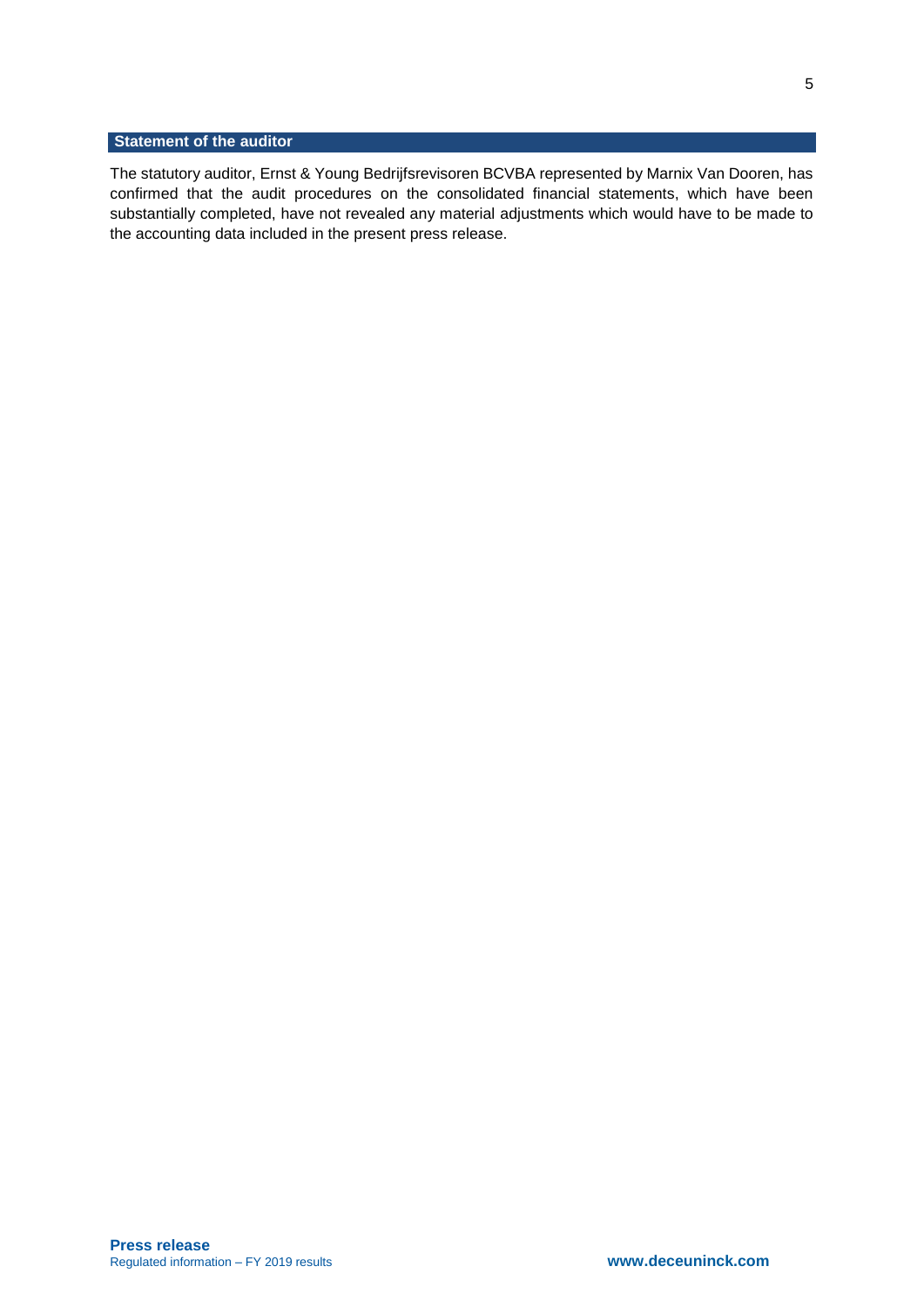## Statement of the auditor

The statutory auditor, Ernst & Young Bedrijfsrevisoren BCVBA represented by Marnix Van Dooren, has confirmed that the audit procedures on the consolidated financial statements, which have been substantially completed, have not revealed any material adjustments which would have to be made to the accounting data included in the present press release.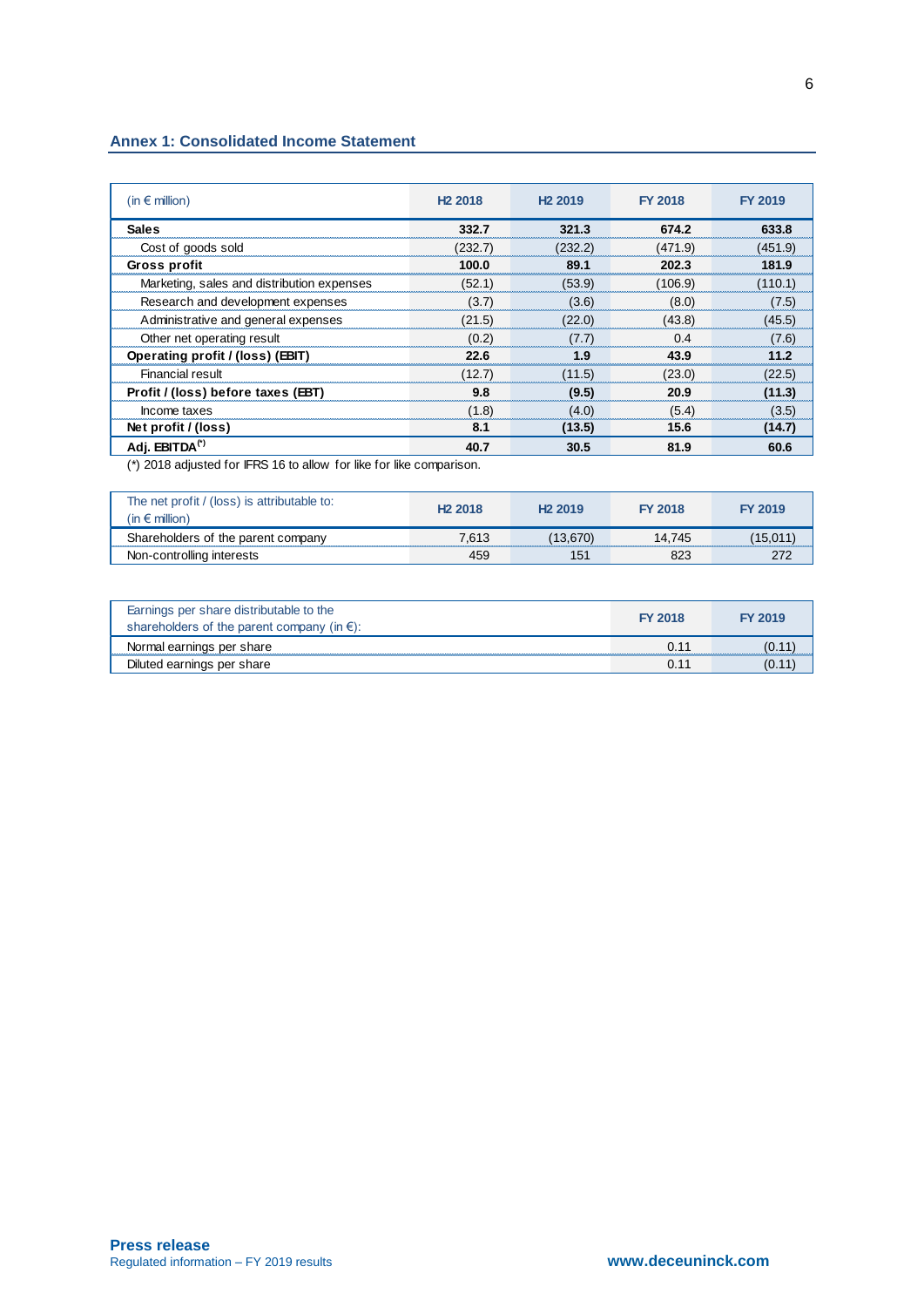## Annex 1: Consolidated Income Statement

| (in € million) | H2 2018 | H2 2019 | FY 2018 | FY 2019 |
|---|---|---|---|---|
| **Sales** | **332.7** | **321.3** | **674.2** | **633.8** |
| Cost of goods sold | (232.7) | (232.2) | (471.9) | (451.9) |
| **Gross profit** | **100.0** | **89.1** | **202.3** | **181.9** |
| Marketing, sales and distribution expenses | (52.1) | (53.9) | (106.9) | (110.1) |
| Research and development expenses | (3.7) | (3.6) | (8.0) | (7.5) |
| Administrative and general expenses | (21.5) | (22.0) | (43.8) | (45.5) |
| Other net operating result | (0.2) | (7.7) | 0.4 | (7.6) |
| **Operating profit / (loss) (EBIT)** | **22.6** | **1.9** | **43.9** | **11.2** |
| Financial result | (12.7) | (11.5) | (23.0) | (22.5) |
| **Profit / (loss) before taxes (EBT)** | **9.8** | **(9.5)** | **20.9** | **(11.3)** |
| Income taxes | (1.8) | (4.0) | (5.4) | (3.5) |
| **Net profit / (loss)** | **8.1** | **(13.5)** | **15.6** | **(14.7)** |
| **Adj. EBITDA(*)** | **40.7** | **30.5** | **81.9** | **60.6** |

(*) 2018 adjusted for IFRS 16 to allow for like for like comparison.

| The net profit / (loss) is attributable to: (in € million) | H2 2018 | H2 2019 | FY 2018 | FY 2019 |
|---|---|---|---|---|
| Shareholders of the parent company | 7,613 | (13,670) | 14,745 | (15,011) |
| Non-controlling interests | 459 | 151 | 823 | 272 |

| Earnings per share distributable to the shareholders of the parent company (in €): | FY 2018 | FY 2019 |
|---|---|---|
| Normal earnings per share | 0.11 | (0.11) |
| Diluted earnings per share | 0.11 | (0.11) |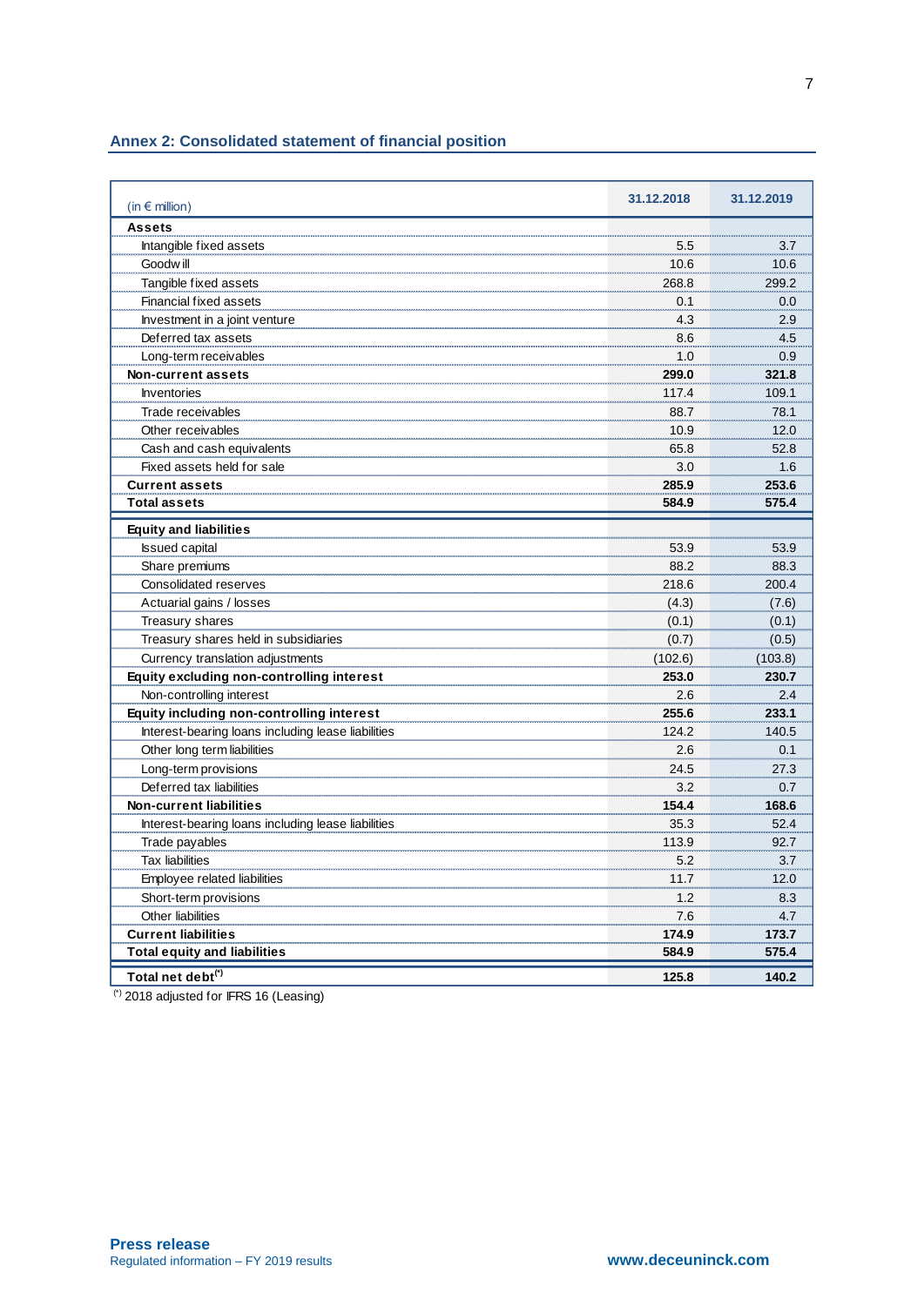## Annex 2: Consolidated statement of financial position

| (in € million) | 31.12.2018 | 31.12.2019 |
|---|---|---|
| **Assets** | | |
| Intangible fixed assets | 5.5 | 3.7 |
| Goodwill | 10.6 | 10.6 |
| Tangible fixed assets | 268.8 | 299.2 |
| Financial fixed assets | 0.1 | 0.0 |
| Investment in a joint venture | 4.3 | 2.9 |
| Deferred tax assets | 8.6 | 4.5 |
| Long-term receivables | 1.0 | 0.9 |
| **Non-current assets** | **299.0** | **321.8** |
| Inventories | 117.4 | 109.1 |
| Trade receivables | 88.7 | 78.1 |
| Other receivables | 10.9 | 12.0 |
| Cash and cash equivalents | 65.8 | 52.8 |
| Fixed assets held for sale | 3.0 | 1.6 |
| **Current assets** | **285.9** | **253.6** |
| **Total assets** | **584.9** | **575.4** |
| **Equity and liabilities** | | |
| Issued capital | 53.9 | 53.9 |
| Share premiums | 88.2 | 88.3 |
| Consolidated reserves | 218.6 | 200.4 |
| Actuarial gains / losses | (4.3) | (7.6) |
| Treasury shares | (0.1) | (0.1) |
| Treasury shares held in subsidiaries | (0.7) | (0.5) |
| Currency translation adjustments | (102.6) | (103.8) |
| **Equity excluding non-controlling interest** | **253.0** | **230.7** |
| Non-controlling interest | 2.6 | 2.4 |
| **Equity including non-controlling interest** | **255.6** | **233.1** |
| Interest-bearing loans including lease liabilities | 124.2 | 140.5 |
| Other long term liabilities | 2.6 | 0.1 |
| Long-term provisions | 24.5 | 27.3 |
| Deferred tax liabilities | 3.2 | 0.7 |
| **Non-current liabilities** | **154.4** | **168.6** |
| Interest-bearing loans including lease liabilities | 35.3 | 52.4 |
| Trade payables | 113.9 | 92.7 |
| Tax liabilities | 5.2 | 3.7 |
| Employee related liabilities | 11.7 | 12.0 |
| Short-term provisions | 1.2 | 8.3 |
| Other liabilities | 7.6 | 4.7 |
| **Current liabilities** | **174.9** | **173.7** |
| **Total equity and liabilities** | **584.9** | **575.4** |
| **Total net debt(*)** | **125.8** | **140.2** |

(*) 2018 adjusted for IFRS 16 (Leasing)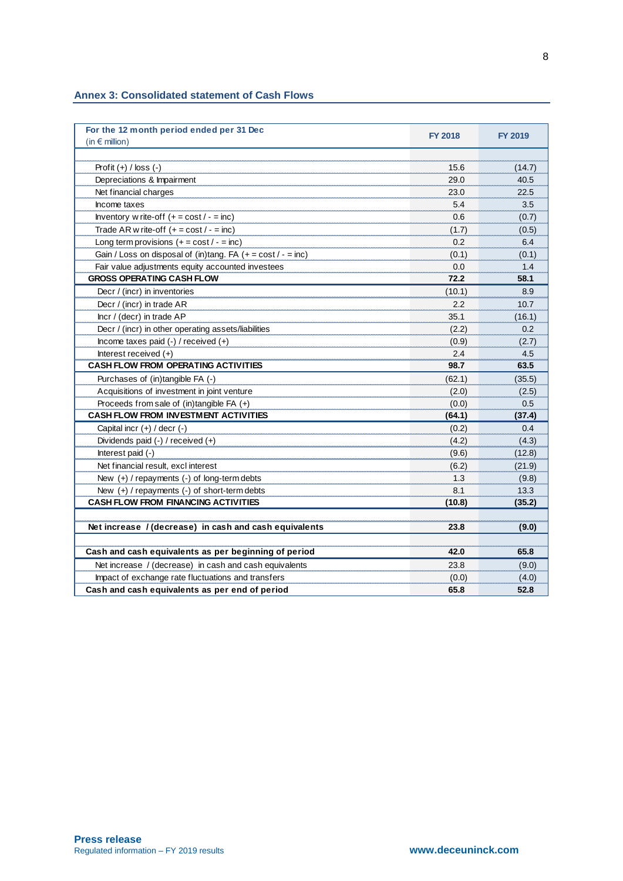## Annex 3: Consolidated statement of Cash Flows

| For the 12 month period ended per 31 Dec (in € million) | FY 2018 | FY 2019 |
|---|---|---|
| Profit (+) / loss (-) | 15.6 | (14.7) |
| Depreciations & Impairment | 29.0 | 40.5 |
| Net financial charges | 23.0 | 22.5 |
| Income taxes | 5.4 | 3.5 |
| Inventory write-off (+ = cost / - = inc) | 0.6 | (0.7) |
| Trade AR write-off (+ = cost / - = inc) | (1.7) | (0.5) |
| Long term provisions (+ = cost / - = inc) | 0.2 | 6.4 |
| Gain / Loss on disposal of (in)tang. FA (+ = cost / - = inc) | (0.1) | (0.1) |
| Fair value adjustments equity accounted investees | 0.0 | 1.4 |
| **GROSS OPERATING CASH FLOW** | **72.2** | **58.1** |
| Decr / (incr) in inventories | (10.1) | 8.9 |
| Decr / (incr) in trade AR | 2.2 | 10.7 |
| Incr / (decr) in trade AP | 35.1 | (16.1) |
| Decr / (incr) in other operating assets/liabilities | (2.2) | 0.2 |
| Income taxes paid (-) / received (+) | (0.9) | (2.7) |
| Interest received (+) | 2.4 | 4.5 |
| **CASH FLOW FROM OPERATING ACTIVITIES** | **98.7** | **63.5** |
| Purchases of (in)tangible FA (-) | (62.1) | (35.5) |
| Acquisitions of investment in joint venture | (2.0) | (2.5) |
| Proceeds from sale of (in)tangible FA (+) | (0.0) | 0.5 |
| **CASH FLOW FROM INVESTMENT ACTIVITIES** | **(64.1)** | **(37.4)** |
| Capital incr (+) / decr (-) | (0.2) | 0.4 |
| Dividends paid (-) / received (+) | (4.2) | (4.3) |
| Interest paid (-) | (9.6) | (12.8) |
| Net financial result, excl interest | (6.2) | (21.9) |
| New (+) / repayments (-) of long-term debts | 1.3 | (9.8) |
| New (+) / repayments (-) of short-term debts | 8.1 | 13.3 |
| **CASH FLOW FROM FINANCING ACTIVITIES** | **(10.8)** | **(35.2)** |
| | | |
| **Net increase / (decrease) in cash and cash equivalents** | **23.8** | **(9.0)** |
| | | |
| **Cash and cash equivalents as per beginning of period** | **42.0** | **65.8** |
| Net increase / (decrease) in cash and cash equivalents | 23.8 | (9.0) |
| Impact of exchange rate fluctuations and transfers | (0.0) | (4.0) |
| **Cash and cash equivalents as per end of period** | **65.8** | **52.8** |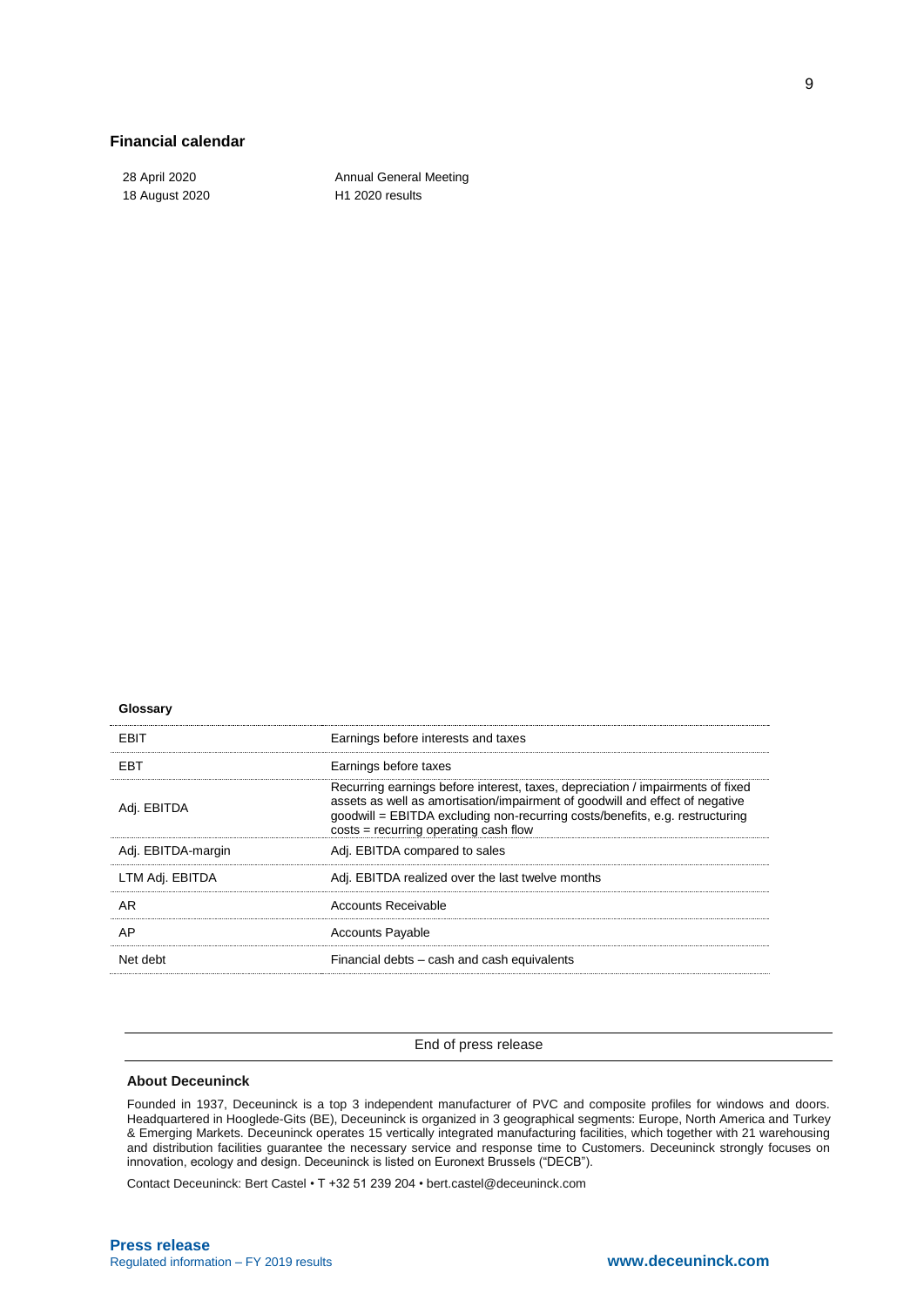## Financial calendar

| | |
|---|---|
| 28 April 2020 | Annual General Meeting |
| 18 August 2020 | H1 2020 results |

**Glossary**

| | |
|---|---|
| EBIT | Earnings before interests and taxes |
| EBT | Earnings before taxes |
| Adj. EBITDA | Recurring earnings before interest, taxes, depreciation / impairments of fixed assets as well as amortisation/impairment of goodwill and effect of negative goodwill = EBITDA excluding non-recurring costs/benefits, e.g. restructuring costs = recurring operating cash flow |
| Adj. EBITDA-margin | Adj. EBITDA compared to sales |
| LTM Adj. EBITDA | Adj. EBITDA realized over the last twelve months |
| AR | Accounts Receivable |
| AP | Accounts Payable |
| Net debt | Financial debts – cash and cash equivalents |

---

End of press release

---

**About Deceuninck**

Founded in 1937, Deceuninck is a top 3 independent manufacturer of PVC and composite profiles for windows and doors. Headquartered in Hooglede-Gits (BE), Deceuninck is organized in 3 geographical segments: Europe, North America and Turkey & Emerging Markets. Deceuninck operates 15 vertically integrated manufacturing facilities, which together with 21 warehousing and distribution facilities guarantee the necessary service and response time to Customers. Deceuninck strongly focuses on innovation, ecology and design. Deceuninck is listed on Euronext Brussels ("DECB").

Contact Deceuninck: Bert Castel • T +32 51 239 204 • bert.castel@deceuninck.com